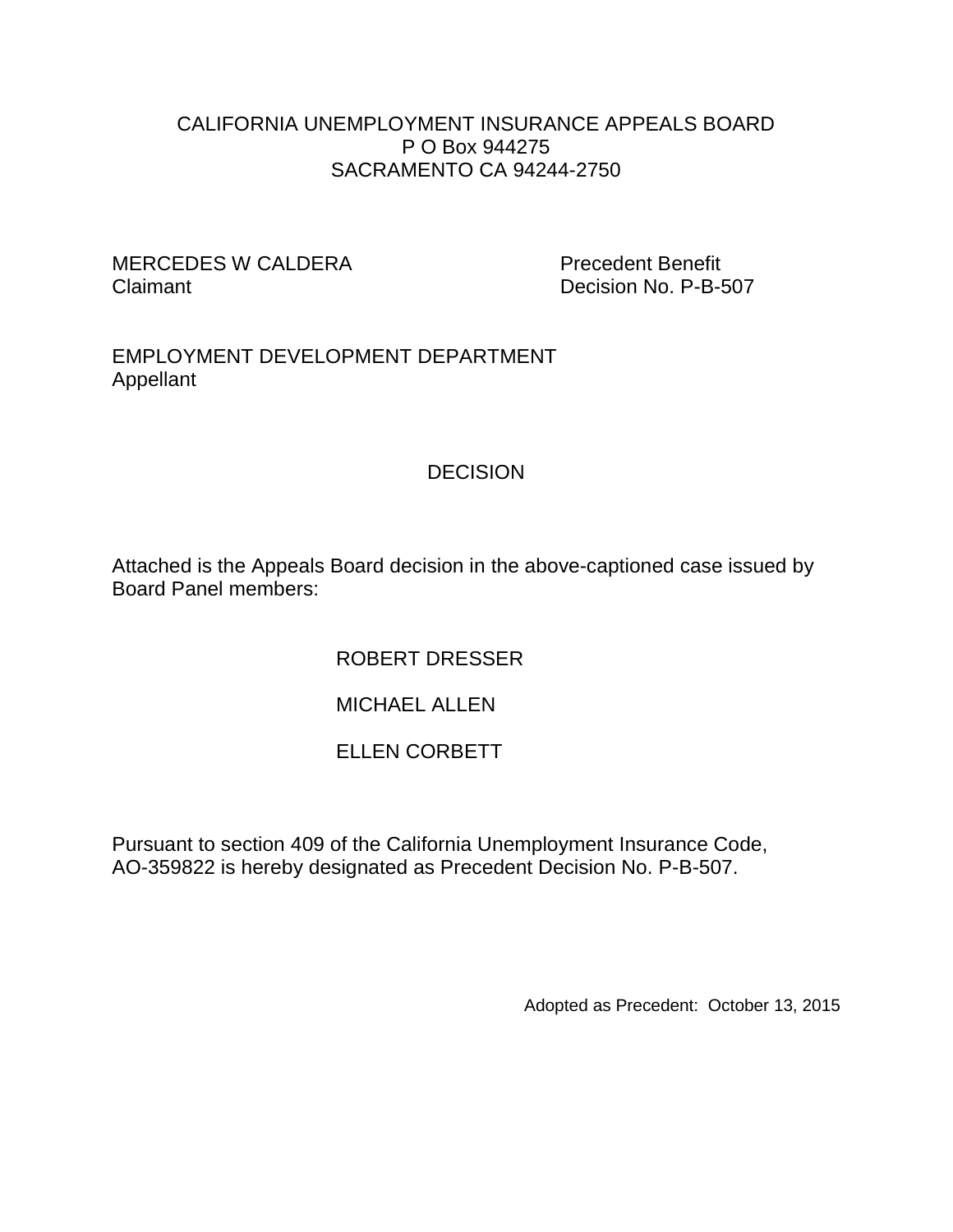# CALIFORNIA UNEMPLOYMENT INSURANCE APPEALS BOARD

P O Box 944275
SACRAMENTO CA 94244-2750

MERCEDES W CALDERA
Claimant

Precedent Benefit
Decision No. P-B-507

EMPLOYMENT DEVELOPMENT DEPARTMENT
Appellant

## DECISION

Attached is the Appeals Board decision in the above-captioned case issued by Board Panel members:

ROBERT DRESSER

MICHAEL ALLEN

ELLEN CORBETT

Pursuant to section 409 of the California Unemployment Insurance Code, AO-359822 is hereby designated as Precedent Decision No. P-B-507.

Adopted as Precedent: October 13, 2015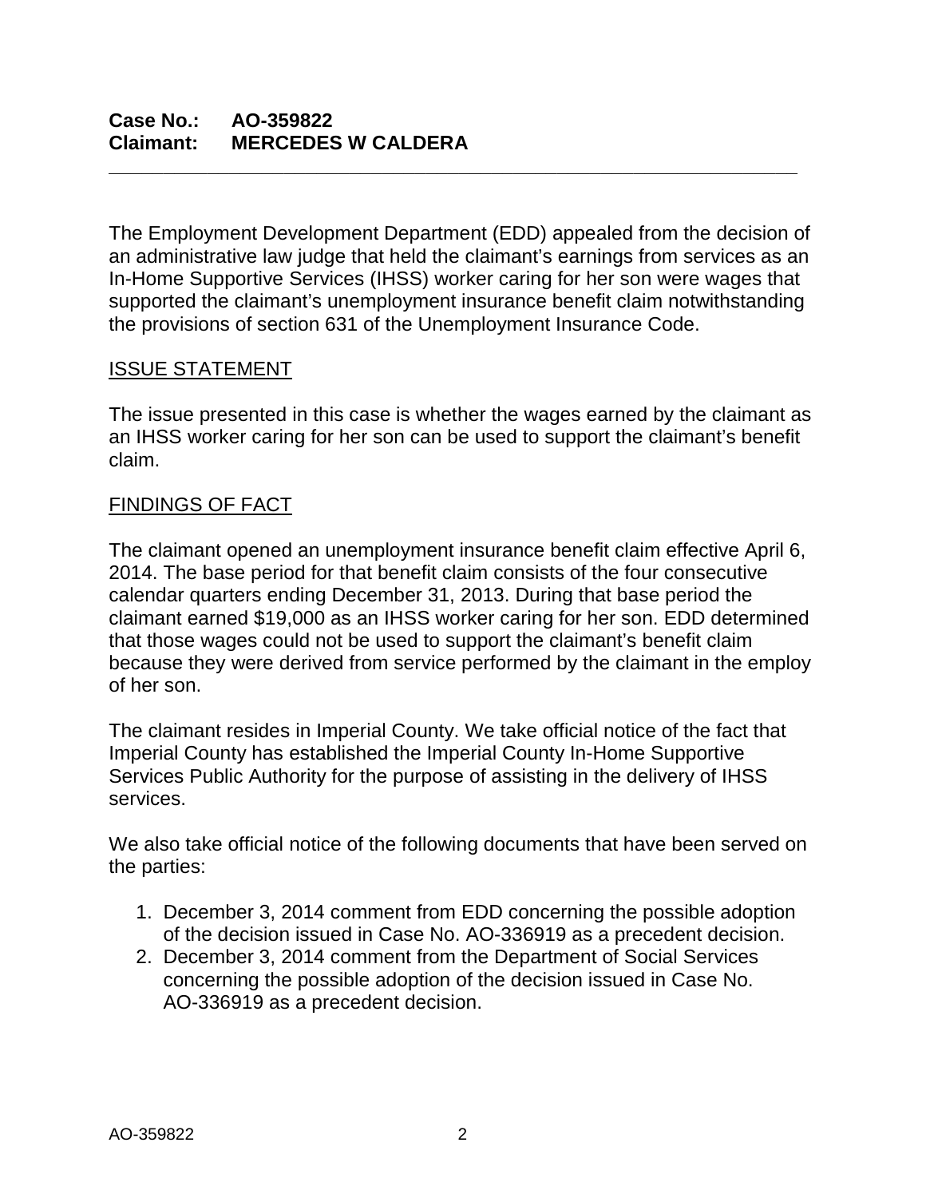**Case No.: AO-359822**
**Claimant: MERCEDES W CALDERA**

---

The Employment Development Department (EDD) appealed from the decision of an administrative law judge that held the claimant's earnings from services as an In-Home Supportive Services (IHSS) worker caring for her son were wages that supported the claimant's unemployment insurance benefit claim notwithstanding the provisions of section 631 of the Unemployment Insurance Code.

## ISSUE STATEMENT

The issue presented in this case is whether the wages earned by the claimant as an IHSS worker caring for her son can be used to support the claimant's benefit claim.

## FINDINGS OF FACT

The claimant opened an unemployment insurance benefit claim effective April 6, 2014. The base period for that benefit claim consists of the four consecutive calendar quarters ending December 31, 2013. During that base period the claimant earned $19,000 as an IHSS worker caring for her son. EDD determined that those wages could not be used to support the claimant's benefit claim because they were derived from service performed by the claimant in the employ of her son.

The claimant resides in Imperial County. We take official notice of the fact that Imperial County has established the Imperial County In-Home Supportive Services Public Authority for the purpose of assisting in the delivery of IHSS services.

We also take official notice of the following documents that have been served on the parties:

1. December 3, 2014 comment from EDD concerning the possible adoption of the decision issued in Case No. AO-336919 as a precedent decision.
2. December 3, 2014 comment from the Department of Social Services concerning the possible adoption of the decision issued in Case No. AO-336919 as a precedent decision.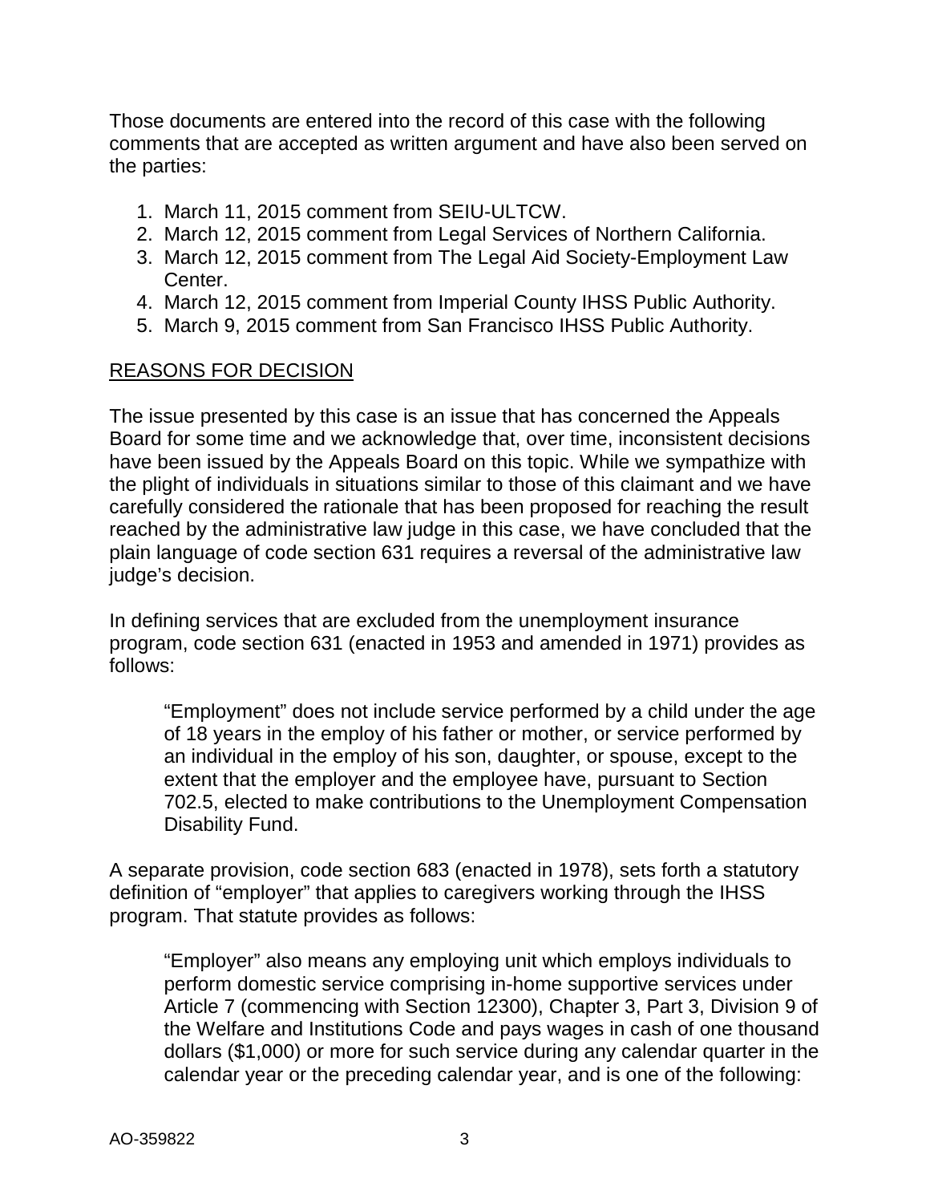Those documents are entered into the record of this case with the following comments that are accepted as written argument and have also been served on the parties:

1. March 11, 2015 comment from SEIU-ULTCW.
2. March 12, 2015 comment from Legal Services of Northern California.
3. March 12, 2015 comment from The Legal Aid Society-Employment Law Center.
4. March 12, 2015 comment from Imperial County IHSS Public Authority.
5. March 9, 2015 comment from San Francisco IHSS Public Authority.

## REASONS FOR DECISION

The issue presented by this case is an issue that has concerned the Appeals Board for some time and we acknowledge that, over time, inconsistent decisions have been issued by the Appeals Board on this topic. While we sympathize with the plight of individuals in situations similar to those of this claimant and we have carefully considered the rationale that has been proposed for reaching the result reached by the administrative law judge in this case, we have concluded that the plain language of code section 631 requires a reversal of the administrative law judge's decision.

In defining services that are excluded from the unemployment insurance program, code section 631 (enacted in 1953 and amended in 1971) provides as follows:

> "Employment" does not include service performed by a child under the age of 18 years in the employ of his father or mother, or service performed by an individual in the employ of his son, daughter, or spouse, except to the extent that the employer and the employee have, pursuant to Section 702.5, elected to make contributions to the Unemployment Compensation Disability Fund.

A separate provision, code section 683 (enacted in 1978), sets forth a statutory definition of "employer" that applies to caregivers working through the IHSS program. That statute provides as follows:

> "Employer" also means any employing unit which employs individuals to perform domestic service comprising in-home supportive services under Article 7 (commencing with Section 12300), Chapter 3, Part 3, Division 9 of the Welfare and Institutions Code and pays wages in cash of one thousand dollars ($1,000) or more for such service during any calendar quarter in the calendar year or the preceding calendar year, and is one of the following: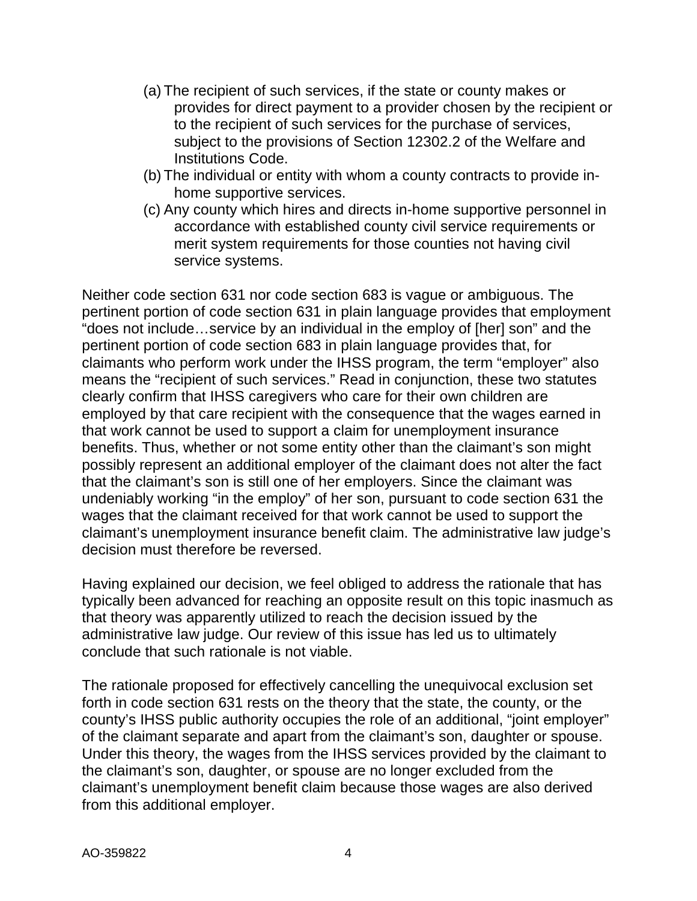(a) The recipient of such services, if the state or county makes or provides for direct payment to a provider chosen by the recipient or to the recipient of such services for the purchase of services, subject to the provisions of Section 12302.2 of the Welfare and Institutions Code.

(b) The individual or entity with whom a county contracts to provide in-home supportive services.

(c) Any county which hires and directs in-home supportive personnel in accordance with established county civil service requirements or merit system requirements for those counties not having civil service systems.

Neither code section 631 nor code section 683 is vague or ambiguous. The pertinent portion of code section 631 in plain language provides that employment "does not include…service by an individual in the employ of [her] son" and the pertinent portion of code section 683 in plain language provides that, for claimants who perform work under the IHSS program, the term "employer" also means the "recipient of such services." Read in conjunction, these two statutes clearly confirm that IHSS caregivers who care for their own children are employed by that care recipient with the consequence that the wages earned in that work cannot be used to support a claim for unemployment insurance benefits. Thus, whether or not some entity other than the claimant's son might possibly represent an additional employer of the claimant does not alter the fact that the claimant's son is still one of her employers. Since the claimant was undeniably working "in the employ" of her son, pursuant to code section 631 the wages that the claimant received for that work cannot be used to support the claimant's unemployment insurance benefit claim. The administrative law judge's decision must therefore be reversed.

Having explained our decision, we feel obliged to address the rationale that has typically been advanced for reaching an opposite result on this topic inasmuch as that theory was apparently utilized to reach the decision issued by the administrative law judge. Our review of this issue has led us to ultimately conclude that such rationale is not viable.

The rationale proposed for effectively cancelling the unequivocal exclusion set forth in code section 631 rests on the theory that the state, the county, or the county's IHSS public authority occupies the role of an additional, "joint employer" of the claimant separate and apart from the claimant's son, daughter or spouse. Under this theory, the wages from the IHSS services provided by the claimant to the claimant's son, daughter, or spouse are no longer excluded from the claimant's unemployment benefit claim because those wages are also derived from this additional employer.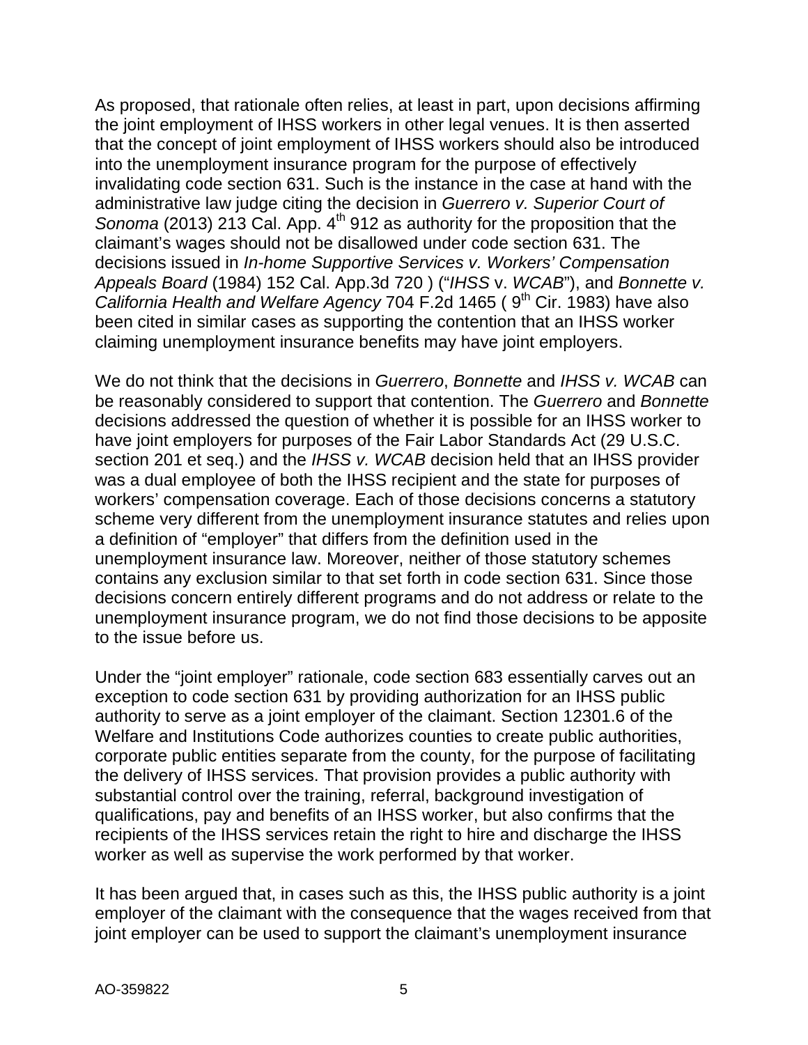As proposed, that rationale often relies, at least in part, upon decisions affirming the joint employment of IHSS workers in other legal venues. It is then asserted that the concept of joint employment of IHSS workers should also be introduced into the unemployment insurance program for the purpose of effectively invalidating code section 631. Such is the instance in the case at hand with the administrative law judge citing the decision in *Guerrero v. Superior Court of Sonoma* (2013) 213 Cal. App. 4th 912 as authority for the proposition that the claimant's wages should not be disallowed under code section 631. The decisions issued in *In-home Supportive Services v. Workers' Compensation Appeals Board* (1984) 152 Cal. App.3d 720 ) ("*IHSS* v. *WCAB*"), and *Bonnette v. California Health and Welfare Agency* 704 F.2d 1465 ( 9th Cir. 1983) have also been cited in similar cases as supporting the contention that an IHSS worker claiming unemployment insurance benefits may have joint employers.

We do not think that the decisions in *Guerrero*, *Bonnette* and *IHSS v. WCAB* can be reasonably considered to support that contention. The *Guerrero* and *Bonnette* decisions addressed the question of whether it is possible for an IHSS worker to have joint employers for purposes of the Fair Labor Standards Act (29 U.S.C. section 201 et seq.) and the *IHSS v. WCAB* decision held that an IHSS provider was a dual employee of both the IHSS recipient and the state for purposes of workers' compensation coverage. Each of those decisions concerns a statutory scheme very different from the unemployment insurance statutes and relies upon a definition of "employer" that differs from the definition used in the unemployment insurance law. Moreover, neither of those statutory schemes contains any exclusion similar to that set forth in code section 631. Since those decisions concern entirely different programs and do not address or relate to the unemployment insurance program, we do not find those decisions to be apposite to the issue before us.

Under the "joint employer" rationale, code section 683 essentially carves out an exception to code section 631 by providing authorization for an IHSS public authority to serve as a joint employer of the claimant. Section 12301.6 of the Welfare and Institutions Code authorizes counties to create public authorities, corporate public entities separate from the county, for the purpose of facilitating the delivery of IHSS services. That provision provides a public authority with substantial control over the training, referral, background investigation of qualifications, pay and benefits of an IHSS worker, but also confirms that the recipients of the IHSS services retain the right to hire and discharge the IHSS worker as well as supervise the work performed by that worker.

It has been argued that, in cases such as this, the IHSS public authority is a joint employer of the claimant with the consequence that the wages received from that joint employer can be used to support the claimant's unemployment insurance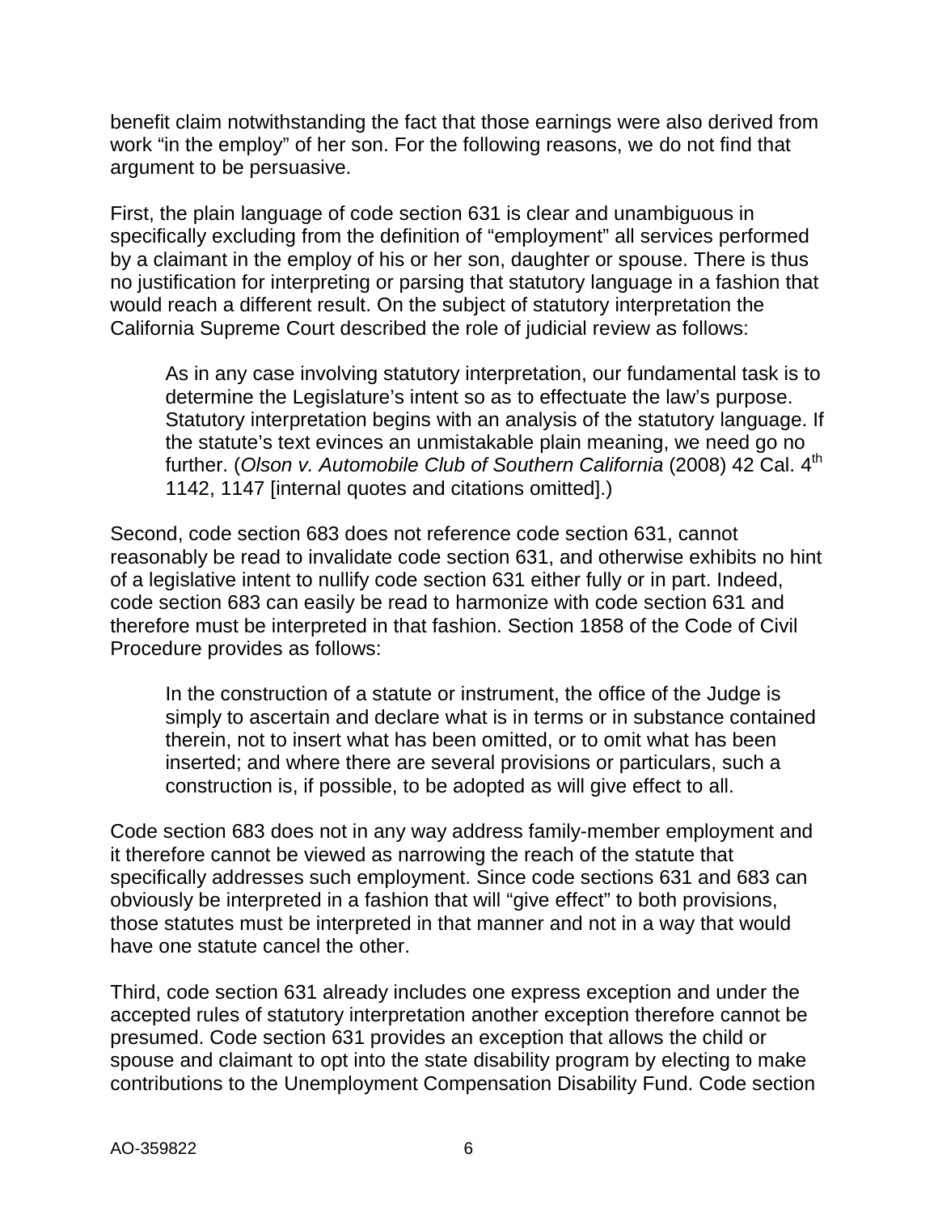benefit claim notwithstanding the fact that those earnings were also derived from work "in the employ" of her son. For the following reasons, we do not find that argument to be persuasive.

First, the plain language of code section 631 is clear and unambiguous in specifically excluding from the definition of "employment" all services performed by a claimant in the employ of his or her son, daughter or spouse. There is thus no justification for interpreting or parsing that statutory language in a fashion that would reach a different result. On the subject of statutory interpretation the California Supreme Court described the role of judicial review as follows:

> As in any case involving statutory interpretation, our fundamental task is to determine the Legislature's intent so as to effectuate the law's purpose. Statutory interpretation begins with an analysis of the statutory language. If the statute's text evinces an unmistakable plain meaning, we need go no further. (*Olson v. Automobile Club of Southern California* (2008) 42 Cal. 4th 1142, 1147 [internal quotes and citations omitted].)

Second, code section 683 does not reference code section 631, cannot reasonably be read to invalidate code section 631, and otherwise exhibits no hint of a legislative intent to nullify code section 631 either fully or in part. Indeed, code section 683 can easily be read to harmonize with code section 631 and therefore must be interpreted in that fashion. Section 1858 of the Code of Civil Procedure provides as follows:

> In the construction of a statute or instrument, the office of the Judge is simply to ascertain and declare what is in terms or in substance contained therein, not to insert what has been omitted, or to omit what has been inserted; and where there are several provisions or particulars, such a construction is, if possible, to be adopted as will give effect to all.

Code section 683 does not in any way address family-member employment and it therefore cannot be viewed as narrowing the reach of the statute that specifically addresses such employment. Since code sections 631 and 683 can obviously be interpreted in a fashion that will "give effect" to both provisions, those statutes must be interpreted in that manner and not in a way that would have one statute cancel the other.

Third, code section 631 already includes one express exception and under the accepted rules of statutory interpretation another exception therefore cannot be presumed. Code section 631 provides an exception that allows the child or spouse and claimant to opt into the state disability program by electing to make contributions to the Unemployment Compensation Disability Fund. Code section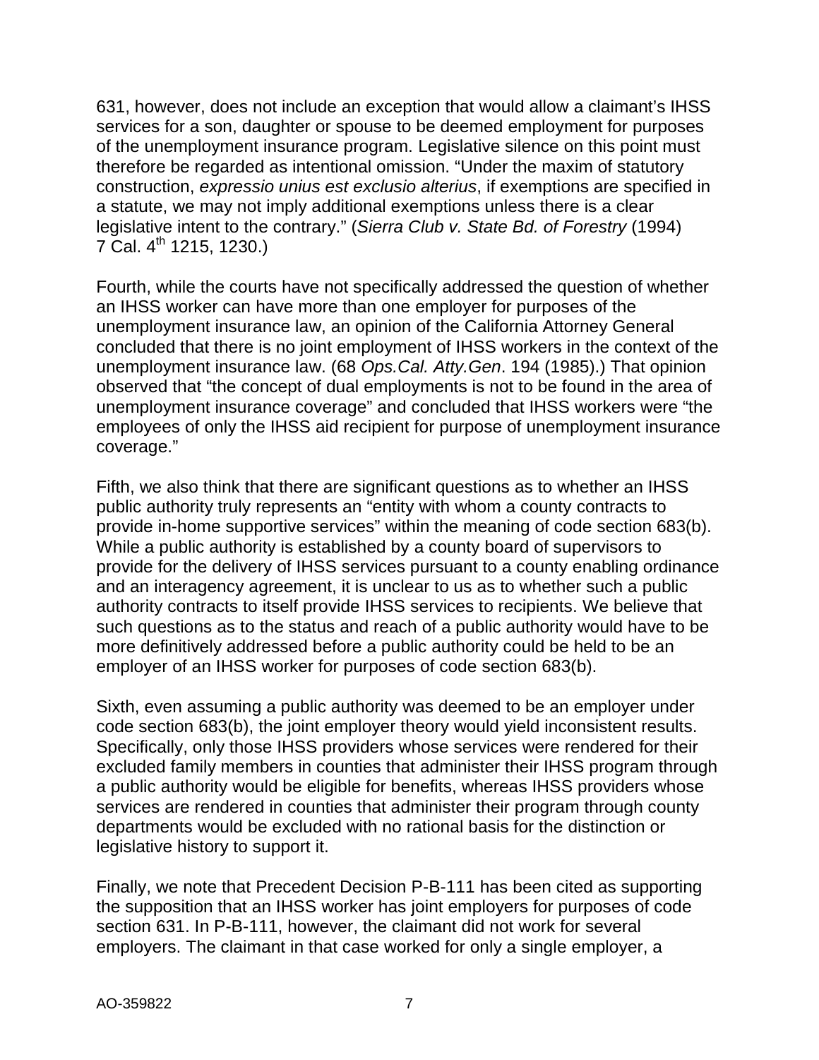631, however, does not include an exception that would allow a claimant's IHSS services for a son, daughter or spouse to be deemed employment for purposes of the unemployment insurance program. Legislative silence on this point must therefore be regarded as intentional omission. "Under the maxim of statutory construction, *expressio unius est exclusio alterius*, if exemptions are specified in a statute, we may not imply additional exemptions unless there is a clear legislative intent to the contrary." (*Sierra Club v. State Bd. of Forestry* (1994) 7 Cal. 4th 1215, 1230.)

Fourth, while the courts have not specifically addressed the question of whether an IHSS worker can have more than one employer for purposes of the unemployment insurance law, an opinion of the California Attorney General concluded that there is no joint employment of IHSS workers in the context of the unemployment insurance law. (68 *Ops.Cal. Atty.Gen*. 194 (1985).) That opinion observed that "the concept of dual employments is not to be found in the area of unemployment insurance coverage" and concluded that IHSS workers were "the employees of only the IHSS aid recipient for purpose of unemployment insurance coverage."

Fifth, we also think that there are significant questions as to whether an IHSS public authority truly represents an "entity with whom a county contracts to provide in-home supportive services" within the meaning of code section 683(b). While a public authority is established by a county board of supervisors to provide for the delivery of IHSS services pursuant to a county enabling ordinance and an interagency agreement, it is unclear to us as to whether such a public authority contracts to itself provide IHSS services to recipients. We believe that such questions as to the status and reach of a public authority would have to be more definitively addressed before a public authority could be held to be an employer of an IHSS worker for purposes of code section 683(b).

Sixth, even assuming a public authority was deemed to be an employer under code section 683(b), the joint employer theory would yield inconsistent results. Specifically, only those IHSS providers whose services were rendered for their excluded family members in counties that administer their IHSS program through a public authority would be eligible for benefits, whereas IHSS providers whose services are rendered in counties that administer their program through county departments would be excluded with no rational basis for the distinction or legislative history to support it.

Finally, we note that Precedent Decision P-B-111 has been cited as supporting the supposition that an IHSS worker has joint employers for purposes of code section 631. In P-B-111, however, the claimant did not work for several employers. The claimant in that case worked for only a single employer, a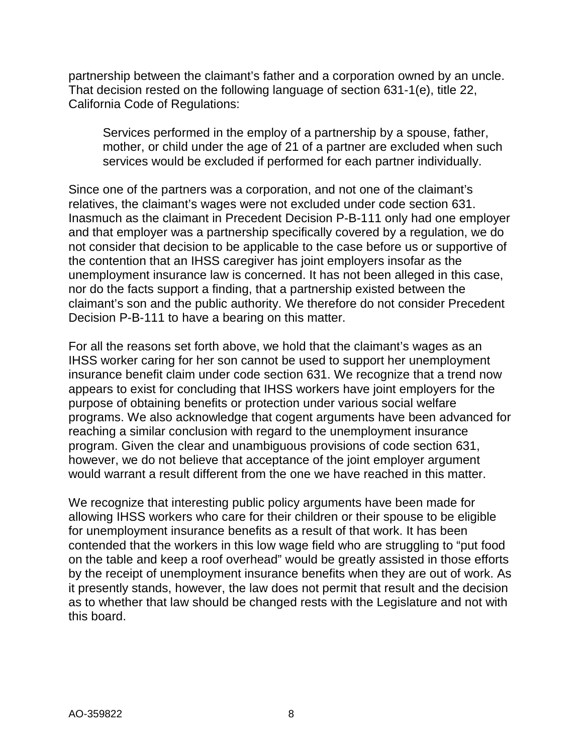partnership between the claimant's father and a corporation owned by an uncle. That decision rested on the following language of section 631-1(e), title 22, California Code of Regulations:

> Services performed in the employ of a partnership by a spouse, father, mother, or child under the age of 21 of a partner are excluded when such services would be excluded if performed for each partner individually.

Since one of the partners was a corporation, and not one of the claimant's relatives, the claimant's wages were not excluded under code section 631. Inasmuch as the claimant in Precedent Decision P-B-111 only had one employer and that employer was a partnership specifically covered by a regulation, we do not consider that decision to be applicable to the case before us or supportive of the contention that an IHSS caregiver has joint employers insofar as the unemployment insurance law is concerned. It has not been alleged in this case, nor do the facts support a finding, that a partnership existed between the claimant's son and the public authority. We therefore do not consider Precedent Decision P-B-111 to have a bearing on this matter.

For all the reasons set forth above, we hold that the claimant's wages as an IHSS worker caring for her son cannot be used to support her unemployment insurance benefit claim under code section 631. We recognize that a trend now appears to exist for concluding that IHSS workers have joint employers for the purpose of obtaining benefits or protection under various social welfare programs. We also acknowledge that cogent arguments have been advanced for reaching a similar conclusion with regard to the unemployment insurance program. Given the clear and unambiguous provisions of code section 631, however, we do not believe that acceptance of the joint employer argument would warrant a result different from the one we have reached in this matter.

We recognize that interesting public policy arguments have been made for allowing IHSS workers who care for their children or their spouse to be eligible for unemployment insurance benefits as a result of that work. It has been contended that the workers in this low wage field who are struggling to "put food on the table and keep a roof overhead" would be greatly assisted in those efforts by the receipt of unemployment insurance benefits when they are out of work. As it presently stands, however, the law does not permit that result and the decision as to whether that law should be changed rests with the Legislature and not with this board.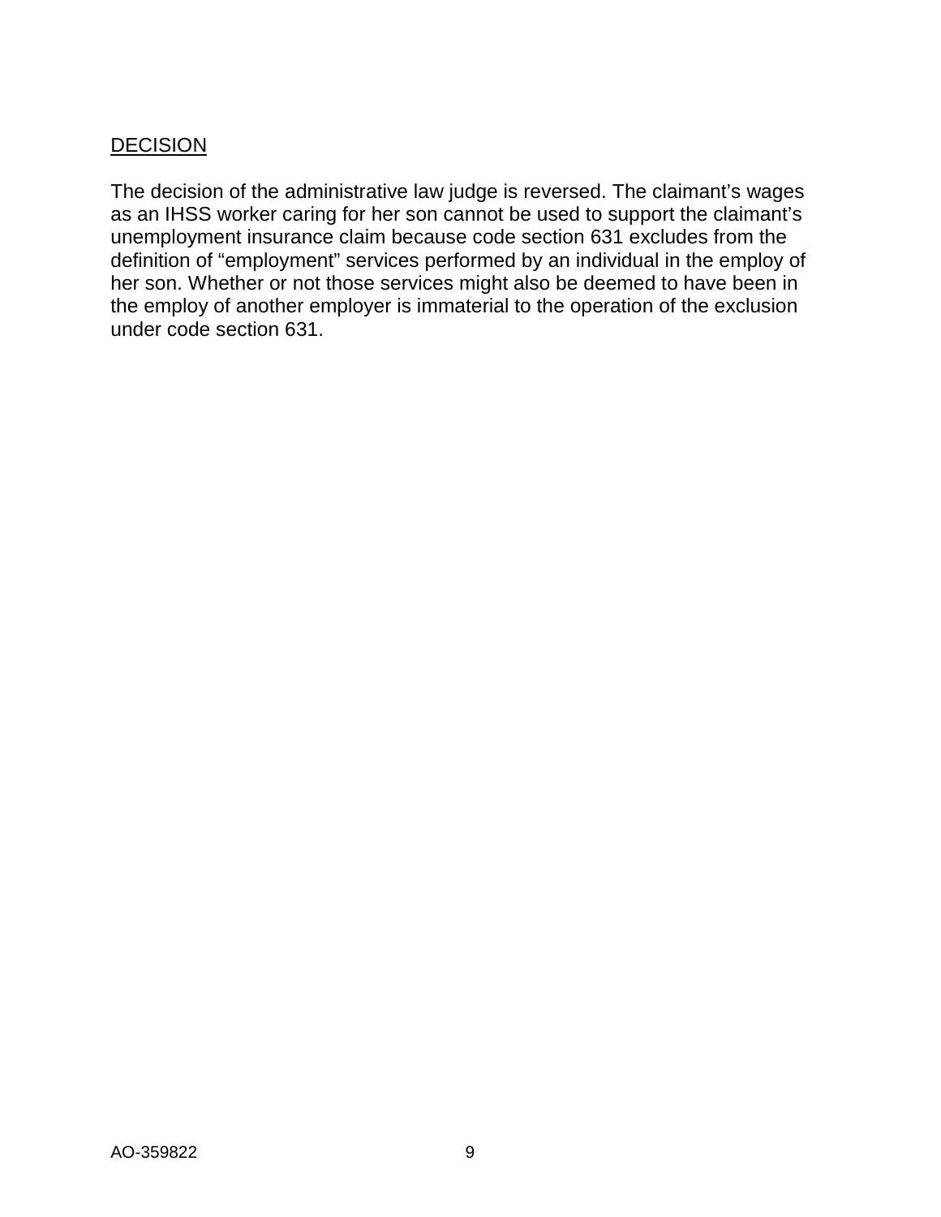## DECISION

The decision of the administrative law judge is reversed. The claimant's wages as an IHSS worker caring for her son cannot be used to support the claimant's unemployment insurance claim because code section 631 excludes from the definition of "employment" services performed by an individual in the employ of her son. Whether or not those services might also be deemed to have been in the employ of another employer is immaterial to the operation of the exclusion under code section 631.